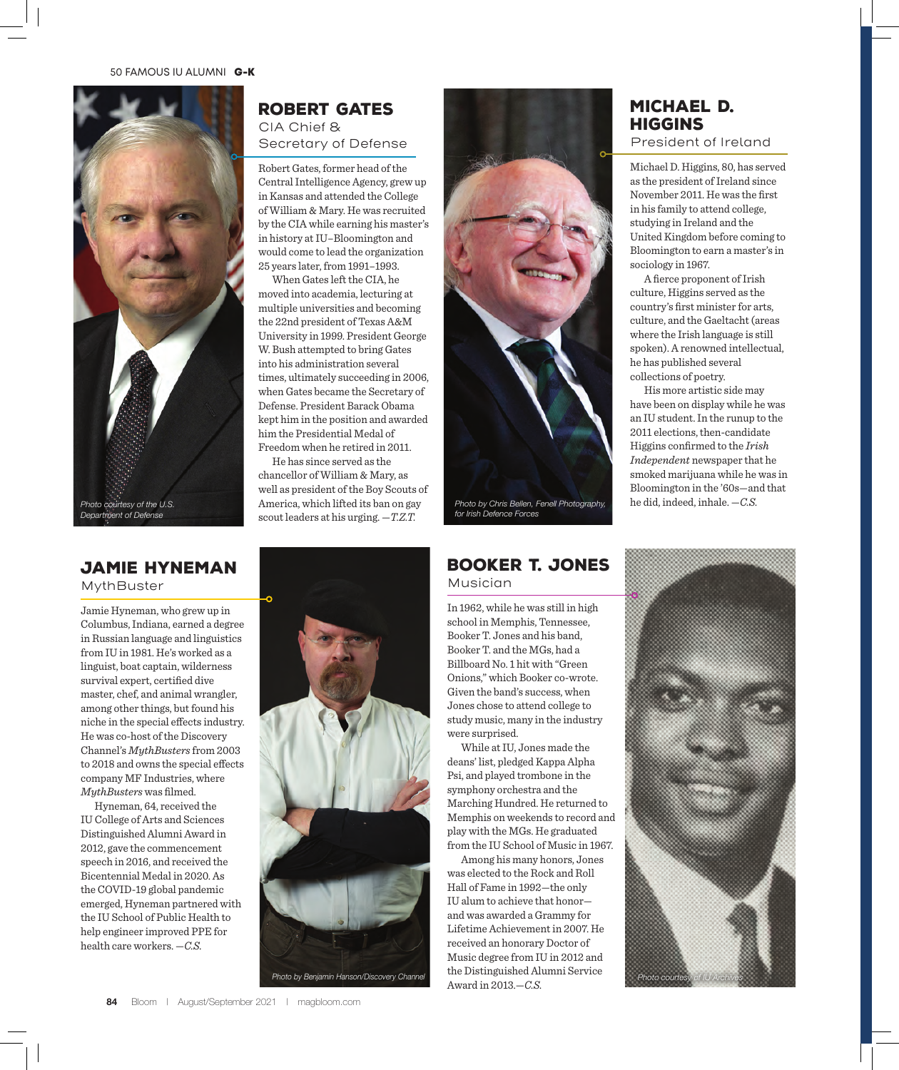## ROBERT GATES

CIA Chief & Secretary of Defense

Robert Gates, former head of the Central Intelligence Agency, grew up in Kansas and attended the College of William & Mary. He was recruited by the CIA while earning his master's in history at IU–Bloomington and would come to lead the organization 25 years later, from 1991–1993.

When Gates left the CIA, he moved into academia, lecturing at multiple universities and becoming the 22nd president of Texas A&M University in 1999. President George W. Bush attempted to bring Gates into his administration several times, ultimately succeeding in 2006, when Gates became the Secretary of Defense. President Barack Obama kept him in the position and awarded him the Presidential Medal of Freedom when he retired in 2011.

He has since served as the chancellor of William & Mary, as well as president of the Boy Scouts of America, which lifted its ban on gay scout leaders at his urging. —*T.Z.T.*

*Photo courtesy of the U.S. Department of Defense*

## MICHAEL D. HIGGINS

President of Ireland

Michael D. Higgins, 80, has served as the president of Ireland since November 2011. He was the first in his family to attend college, studying in Ireland and the United Kingdom before coming to Bloomington to earn a master's in sociology in 1967.

A fierce proponent of Irish culture, Higgins served as the country's first minister for arts, culture, and the Gaeltacht (areas where the Irish language is still spoken). A renowned intellectual, he has published several collections of poetry.

His more artistic side may have been on display while he was an IU student. In the runup to the 2011 elections, then-candidate Higgins confirmed to the *Irish Independent* newspaper that he smoked marijuana while he was in Bloomington in the '60s—and that he did, indeed, inhale. —*C.S.*

*Photo by Chris Bellen, Fenell Photography, for Irish Defence Forces*

## JAMIE HYNEMAN

MythBuster

Jamie Hyneman, who grew up in Columbus, Indiana, earned a degree in Russian language and linguistics from IU in 1981. He's worked as a linguist, boat captain, wilderness survival expert, certified dive master, chef, and animal wrangler, among other things, but found his niche in the special effects industry. He was co-host of the Discovery Channel's *MythBusters* from 2003 to 2018 and owns the special effects company MF Industries, where *MythBusters* was filmed.

Hyneman, 64, received the IU College of Arts and Sciences Distinguished Alumni Award in 2012, gave the commencement speech in 2016, and received the Bicentennial Medal in 2020. As the COVID-19 global pandemic emerged, Hyneman partnered with the IU School of Public Health to help engineer improved PPE for health care workers. —*C.S.*

*Photo by Benjamin Hanson/Discovery Channel*

## BOOKER T. JONES

Musician

In 1962, while he was still in high school in Memphis, Tennessee, Booker T. Jones and his band, Booker T. and the MGs, had a Billboard No. 1 hit with "Green Onions," which Booker co-wrote. Given the band's success, when Jones chose to attend college to study music, many in the industry were surprised.

While at IU, Jones made the deans' list, pledged Kappa Alpha Psi, and played trombone in the symphony orchestra and the Marching Hundred. He returned to Memphis on weekends to record and play with the MGs. He graduated from the IU School of Music in 1967.

Among his many honors, Jones was elected to the Rock and Roll Hall of Fame in 1992—the only IU alum to achieve that honor—and was awarded a Grammy for Lifetime Achievement in 2007. He received an honorary Doctor of Music degree from IU in 2012 and the Distinguished Alumni Service Award in 2013.—*C.S.*

*Photo courtesy of IU Archives*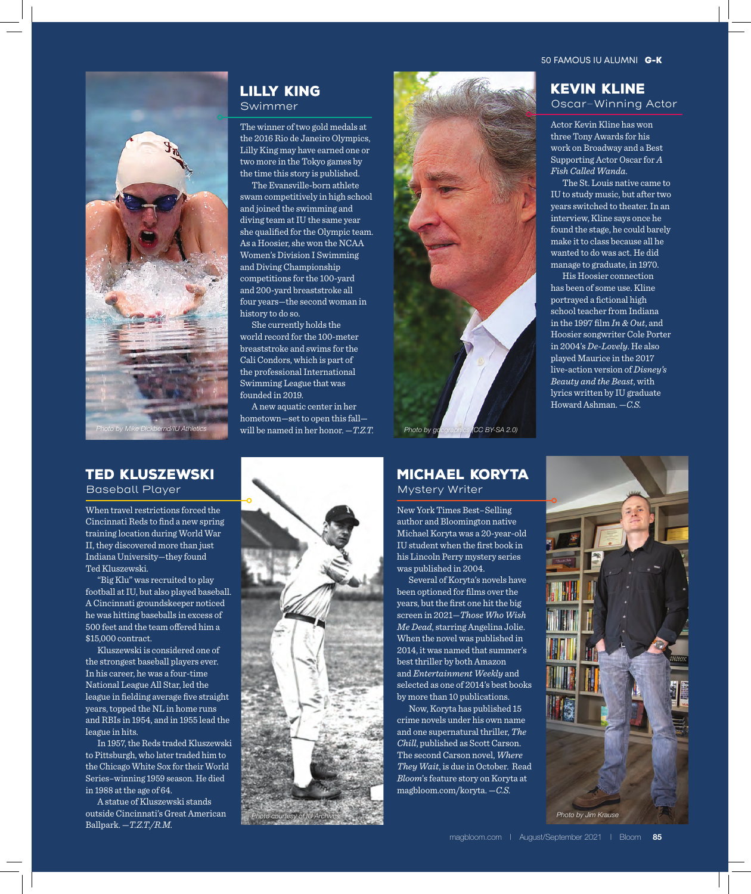## LILLY KING
Swimmer

The winner of two gold medals at the 2016 Rio de Janeiro Olympics, Lilly King may have earned one or two more in the Tokyo games by the time this story is published.

The Evansville-born athlete swam competitively in high school and joined the swimming and diving team at IU the same year she qualified for the Olympic team. As a Hoosier, she won the NCAA Women's Division I Swimming and Diving Championship competitions for the 100-yard and 200-yard breaststroke all four years—the second woman in history to do so.

She currently holds the world record for the 100-meter breaststroke and swims for the Cali Condors, which is part of the professional International Swimming League that was founded in 2019.

A new aquatic center in her hometown—set to open this fall—will be named in her honor. *—T.Z.T.*

Photo by Mike Dickbernd/IU Athletics

## KEVIN KLINE
Oscar–Winning Actor

Actor Kevin Kline has won three Tony Awards for his work on Broadway and a Best Supporting Actor Oscar for *A Fish Called Wanda*.

The St. Louis native came to IU to study music, but after two years switched to theater. In an interview, Kline says once he found the stage, he could barely make it to class because all he wanted to do was act. He did manage to graduate, in 1970.

His Hoosier connection has been of some use. Kline portrayed a fictional high school teacher from Indiana in the 1997 film *In & Out*, and Hoosier songwriter Cole Porter in 2004's *De-Lovely*. He also played Maurice in the 2017 live-action version of *Disney's Beauty and the Beast*, with lyrics written by IU graduate Howard Ashman. *—C.S.*

Photo by gdcgraphics (CC BY-SA 2.0)

## TED KLUSZEWSKI
Baseball Player

When travel restrictions forced the Cincinnati Reds to find a new spring training location during World War II, they discovered more than just Indiana University—they found Ted Kluszewski.

"Big Klu" was recruited to play football at IU, but also played baseball. A Cincinnati groundskeeper noticed he was hitting baseballs in excess of 500 feet and the team offered him a $15,000 contract.

Kluszewski is considered one of the strongest baseball players ever. In his career, he was a four-time National League All Star, led the league in fielding average five straight years, topped the NL in home runs and RBIs in 1954, and in 1955 lead the league in hits.

In 1957, the Reds traded Kluszewski to Pittsburgh, who later traded him to the Chicago White Sox for their World Series–winning 1959 season. He died in 1988 at the age of 64.

A statue of Kluszewski stands outside Cincinnati's Great American Ballpark. *—T.Z.T./R.M.*

Photo courtesy of IU Archives

## MICHAEL KORYTA
Mystery Writer

New York Times Best–Selling author and Bloomington native Michael Koryta was a 20-year-old IU student when the first book in his Lincoln Perry mystery series was published in 2004.

Several of Koryta's novels have been optioned for films over the years, but the first one hit the big screen in 2021—*Those Who Wish Me Dead*, starring Angelina Jolie. When the novel was published in 2014, it was named that summer's best thriller by both Amazon and *Entertainment Weekly* and selected as one of 2014's best books by more than 10 publications.

Now, Koryta has published 15 crime novels under his own name and one supernatural thriller, *The Chill*, published as Scott Carson. The second Carson novel, *Where They Wait*, is due in October. Read *Bloom*'s feature story on Koryta at magbloom.com/koryta. *—C.S.*

Photo by Jim Krause